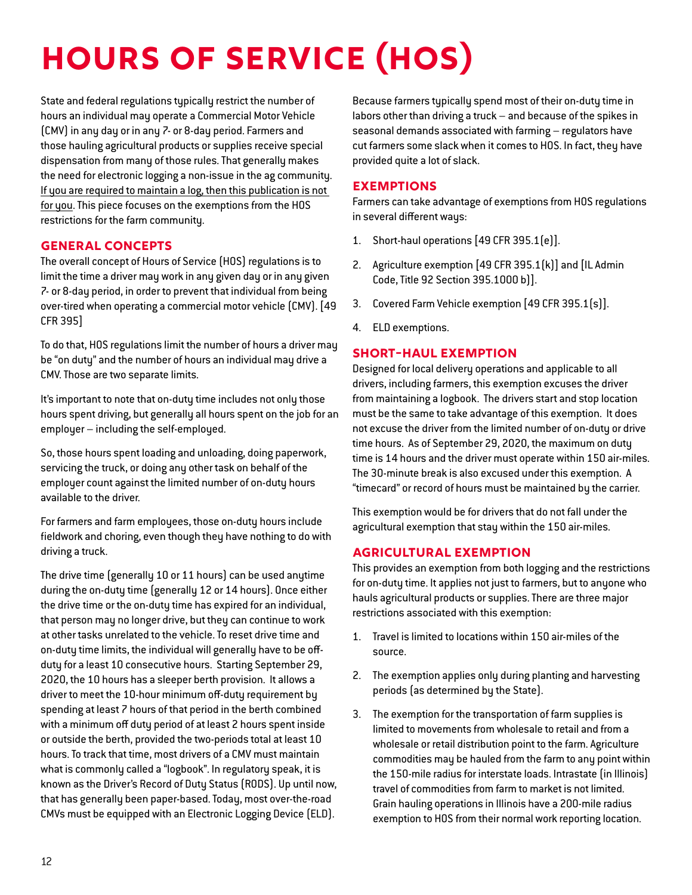# HOURS OF SERVICE (HOS)

State and federal regulations typically restrict the number of hours an individual may operate a Commercial Motor Vehicle (CMV) in any day or in any 7- or 8-day period. Farmers and those hauling agricultural products or supplies receive special dispensation from many of those rules. That generally makes the need for electronic logging a non-issue in the ag community. If you are required to maintain a log, then this publication is not for you. This piece focuses on the exemptions from the HOS restrictions for the farm community.

## GENERAL CONCEPTS

The overall concept of Hours of Service (HOS) regulations is to limit the time a driver may work in any given day or in any given 7- or 8-day period, in order to prevent that individual from being over-tired when operating a commercial motor vehicle (CMV). [49 CFR 395]

To do that, HOS regulations limit the number of hours a driver may be "on duty" and the number of hours an individual may drive a CMV. Those are two separate limits.

It's important to note that on-duty time includes not only those hours spent driving, but generally all hours spent on the job for an employer – including the self-employed.

So, those hours spent loading and unloading, doing paperwork, servicing the truck, or doing any other task on behalf of the employer count against the limited number of on-duty hours available to the driver.

For farmers and farm employees, those on-duty hours include fieldwork and choring, even though they have nothing to do with driving a truck.

The drive time (generally 10 or 11 hours) can be used anytime during the on-duty time (generally 12 or 14 hours). Once either the drive time or the on-duty time has expired for an individual, that person may no longer drive, but they can continue to work at other tasks unrelated to the vehicle. To reset drive time and on-duty time limits, the individual will generally have to be off-duty for a least 10 consecutive hours. Starting September 29, 2020, the 10 hours has a sleeper berth provision. It allows a driver to meet the 10-hour minimum off-duty requirement by spending at least 7 hours of that period in the berth combined with a minimum off duty period of at least 2 hours spent inside or outside the berth, provided the two-periods total at least 10 hours. To track that time, most drivers of a CMV must maintain what is commonly called a "logbook". In regulatory speak, it is known as the Driver's Record of Duty Status (RODS). Up until now, that has generally been paper-based. Today, most over-the-road CMVs must be equipped with an Electronic Logging Device (ELD).

Because farmers typically spend most of their on-duty time in labors other than driving a truck – and because of the spikes in seasonal demands associated with farming – regulators have cut farmers some slack when it comes to HOS. In fact, they have provided quite a lot of slack.

## EXEMPTIONS

Farmers can take advantage of exemptions from HOS regulations in several different ways:

1. Short-haul operations [49 CFR 395.1(e)].
2. Agriculture exemption [49 CFR 395.1(k)] and [IL Admin Code, Title 92 Section 395.1000 b)].
3. Covered Farm Vehicle exemption [49 CFR 395.1(s)].
4. ELD exemptions.

## SHORT-HAUL EXEMPTION

Designed for local delivery operations and applicable to all drivers, including farmers, this exemption excuses the driver from maintaining a logbook. The drivers start and stop location must be the same to take advantage of this exemption. It does not excuse the driver from the limited number of on-duty or drive time hours. As of September 29, 2020, the maximum on duty time is 14 hours and the driver must operate within 150 air-miles. The 30-minute break is also excused under this exemption. A "timecard" or record of hours must be maintained by the carrier.

This exemption would be for drivers that do not fall under the agricultural exemption that stay within the 150 air-miles.

## AGRICULTURAL EXEMPTION

This provides an exemption from both logging and the restrictions for on-duty time. It applies not just to farmers, but to anyone who hauls agricultural products or supplies. There are three major restrictions associated with this exemption:

1. Travel is limited to locations within 150 air-miles of the source.
2. The exemption applies only during planting and harvesting periods (as determined by the State).
3. The exemption for the transportation of farm supplies is limited to movements from wholesale to retail and from a wholesale or retail distribution point to the farm. Agriculture commodities may be hauled from the farm to any point within the 150-mile radius for interstate loads. Intrastate (in Illinois) travel of commodities from farm to market is not limited. Grain hauling operations in Illinois have a 200-mile radius exemption to HOS from their normal work reporting location.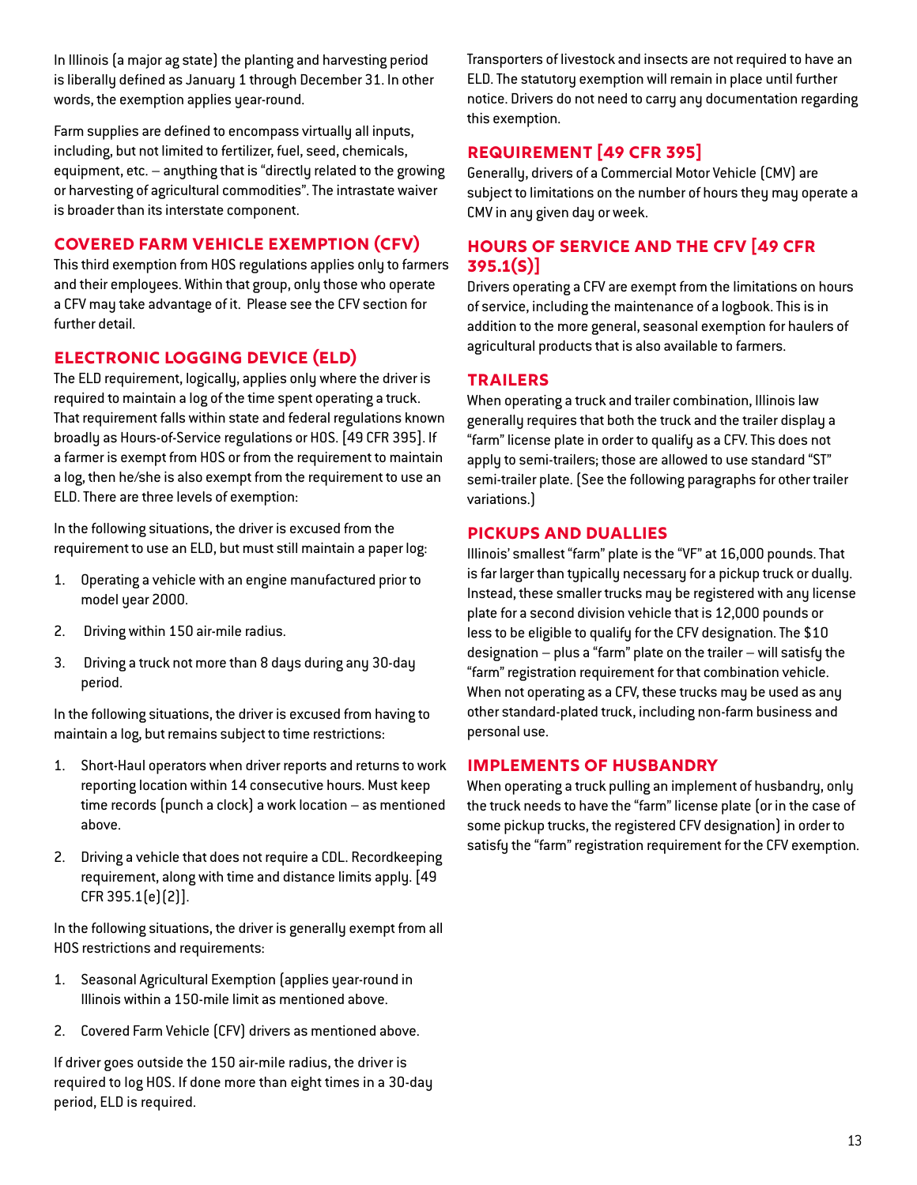In Illinois (a major ag state) the planting and harvesting period is liberally defined as January 1 through December 31. In other words, the exemption applies year-round.

Farm supplies are defined to encompass virtually all inputs, including, but not limited to fertilizer, fuel, seed, chemicals, equipment, etc. – anything that is "directly related to the growing or harvesting of agricultural commodities". The intrastate waiver is broader than its interstate component.

## COVERED FARM VEHICLE EXEMPTION (CFV)

This third exemption from HOS regulations applies only to farmers and their employees. Within that group, only those who operate a CFV may take advantage of it. Please see the CFV section for further detail.

## ELECTRONIC LOGGING DEVICE (ELD)

The ELD requirement, logically, applies only where the driver is required to maintain a log of the time spent operating a truck. That requirement falls within state and federal regulations known broadly as Hours-of-Service regulations or HOS. [49 CFR 395]. If a farmer is exempt from HOS or from the requirement to maintain a log, then he/she is also exempt from the requirement to use an ELD. There are three levels of exemption:

In the following situations, the driver is excused from the requirement to use an ELD, but must still maintain a paper log:

1. Operating a vehicle with an engine manufactured prior to model year 2000.
2. Driving within 150 air-mile radius.
3. Driving a truck not more than 8 days during any 30-day period.

In the following situations, the driver is excused from having to maintain a log, but remains subject to time restrictions:

1. Short-Haul operators when driver reports and returns to work reporting location within 14 consecutive hours. Must keep time records (punch a clock) a work location – as mentioned above.
2. Driving a vehicle that does not require a CDL. Recordkeeping requirement, along with time and distance limits apply. [49 CFR 395.1(e)(2)].

In the following situations, the driver is generally exempt from all HOS restrictions and requirements:

1. Seasonal Agricultural Exemption (applies year-round in Illinois within a 150-mile limit as mentioned above.
2. Covered Farm Vehicle (CFV) drivers as mentioned above.

If driver goes outside the 150 air-mile radius, the driver is required to log HOS. If done more than eight times in a 30-day period, ELD is required.

Transporters of livestock and insects are not required to have an ELD. The statutory exemption will remain in place until further notice. Drivers do not need to carry any documentation regarding this exemption.

## REQUIREMENT [49 CFR 395]

Generally, drivers of a Commercial Motor Vehicle (CMV) are subject to limitations on the number of hours they may operate a CMV in any given day or week.

## HOURS OF SERVICE AND THE CFV [49 CFR 395.1(S)]

Drivers operating a CFV are exempt from the limitations on hours of service, including the maintenance of a logbook. This is in addition to the more general, seasonal exemption for haulers of agricultural products that is also available to farmers.

## TRAILERS

When operating a truck and trailer combination, Illinois law generally requires that both the truck and the trailer display a "farm" license plate in order to qualify as a CFV. This does not apply to semi-trailers; those are allowed to use standard "ST" semi-trailer plate. (See the following paragraphs for other trailer variations.)

## PICKUPS AND DUALLIES

Illinois' smallest "farm" plate is the "VF" at 16,000 pounds. That is far larger than typically necessary for a pickup truck or dually. Instead, these smaller trucks may be registered with any license plate for a second division vehicle that is 12,000 pounds or less to be eligible to qualify for the CFV designation. The $10 designation – plus a "farm" plate on the trailer – will satisfy the "farm" registration requirement for that combination vehicle. When not operating as a CFV, these trucks may be used as any other standard-plated truck, including non-farm business and personal use.

## IMPLEMENTS OF HUSBANDRY

When operating a truck pulling an implement of husbandry, only the truck needs to have the "farm" license plate (or in the case of some pickup trucks, the registered CFV designation) in order to satisfy the "farm" registration requirement for the CFV exemption.